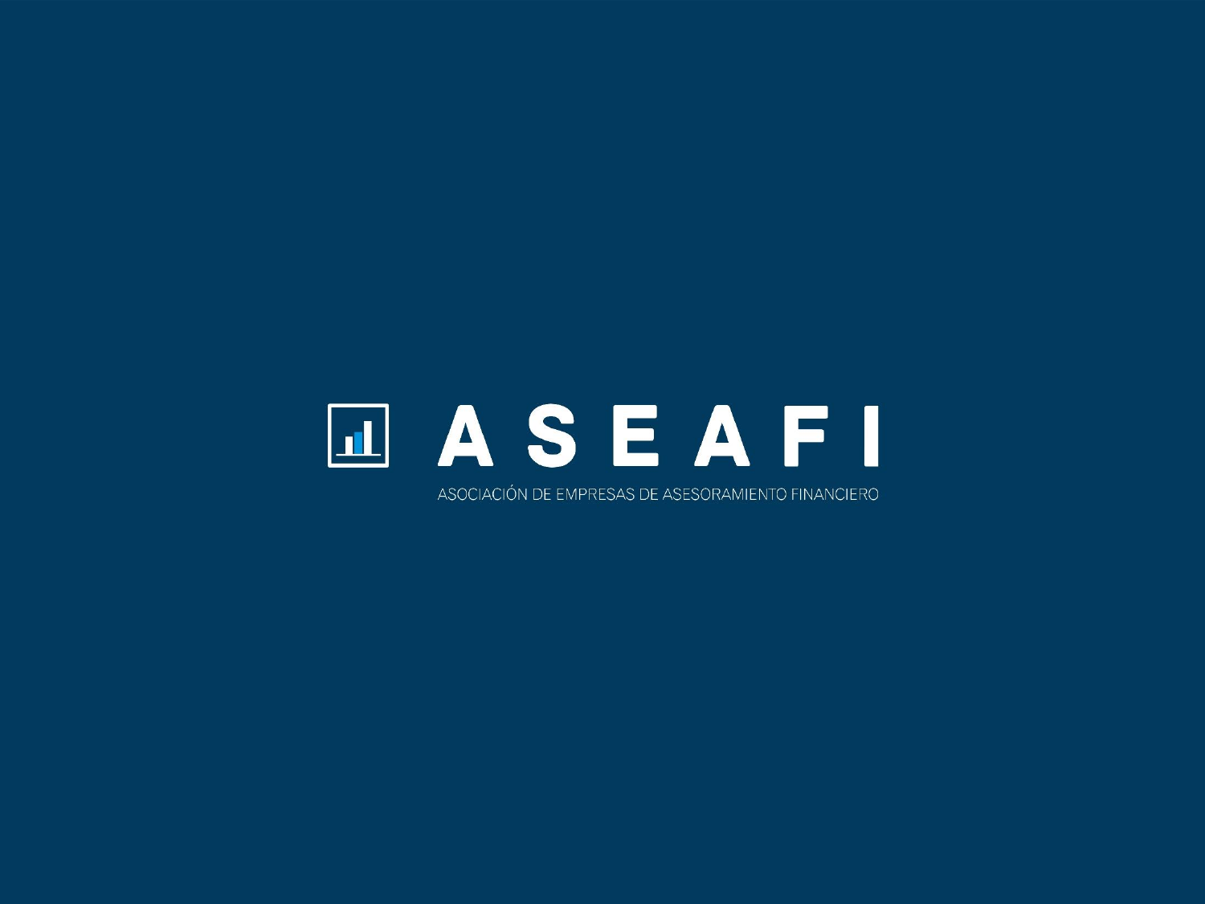# ASEAFI

ASOCIACIÓN DE EMPRESAS DE ASESORAMIENTO FINANCIERO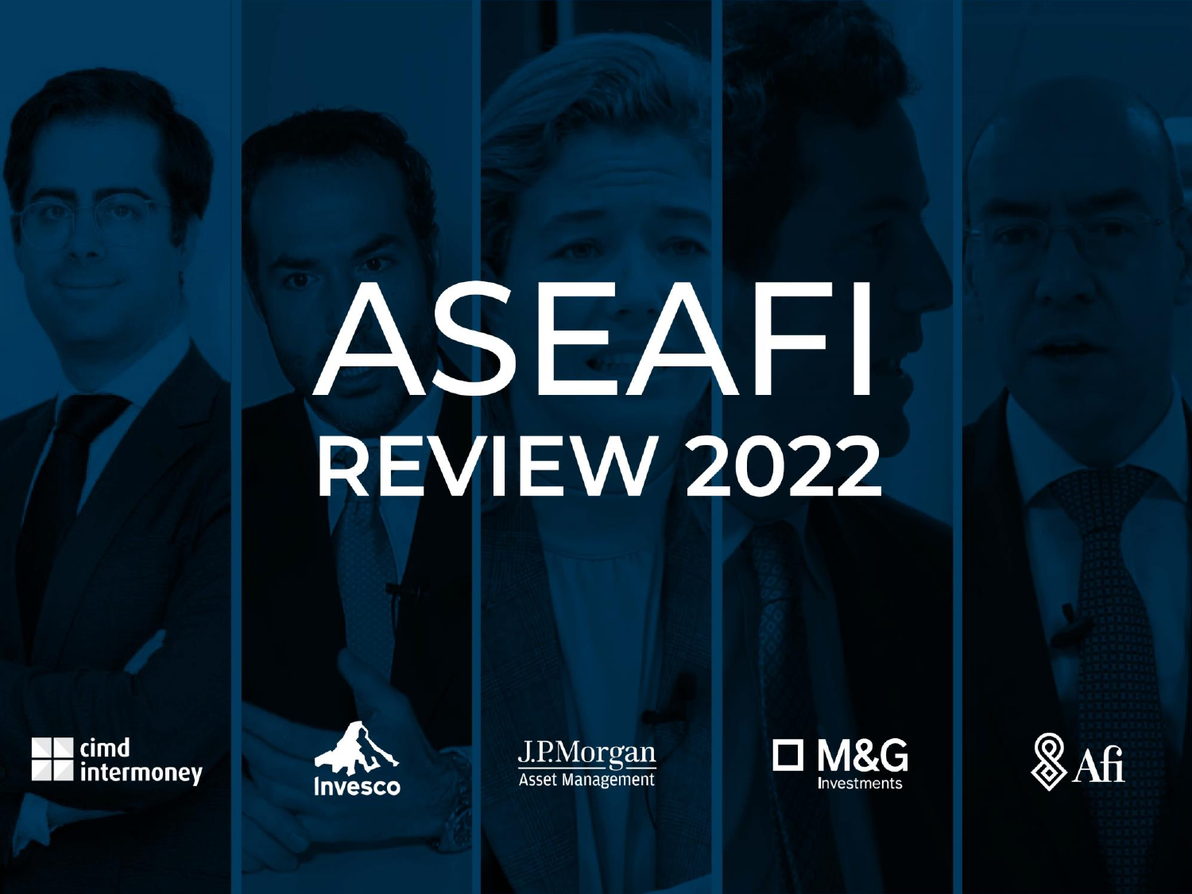# ASEAFI

## REVIEW 2022

cimd intermoney

Invesco

J.P.Morgan Asset Management

M&G Investments

Afi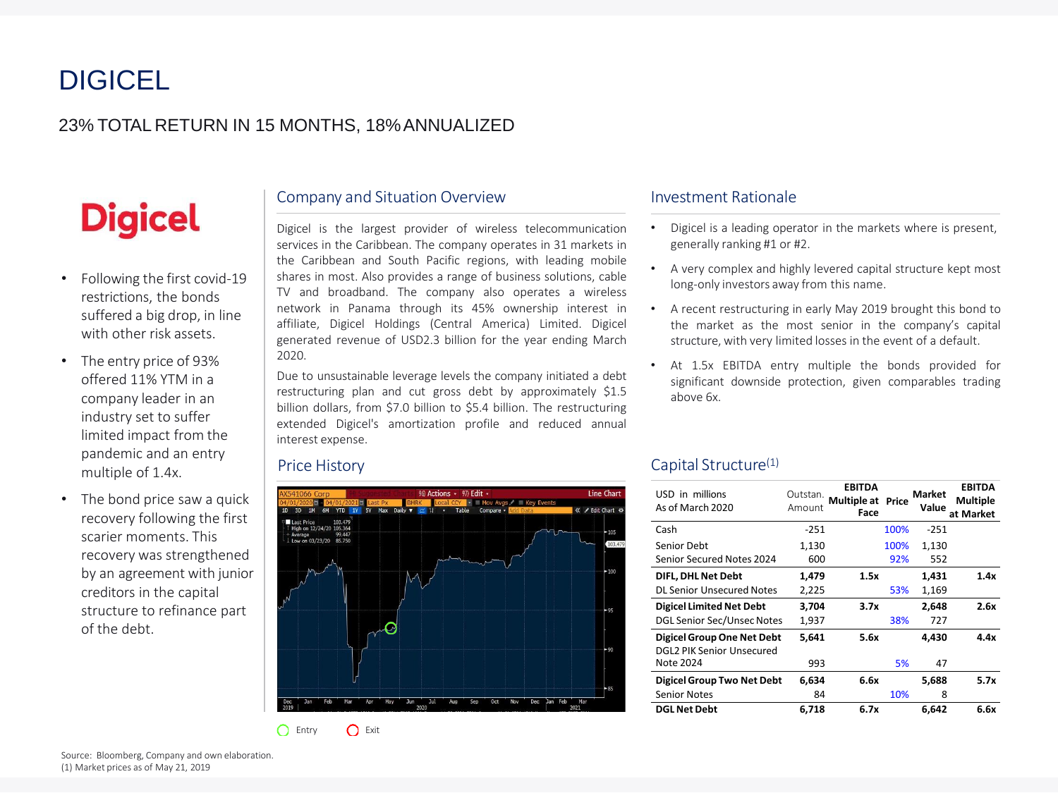# DIGICEL

## 23% TOTAL RETURN IN 15 MONTHS, 18% ANNUALIZED

**Digicel**

- Following the first covid-19 restrictions, the bonds suffered a big drop, in line with other risk assets.
- The entry price of 93% offered 11% YTM in a company leader in an industry set to suffer limited impact from the pandemic and an entry multiple of 1.4x.
- The bond price saw a quick recovery following the first scarier moments. This recovery was strengthened by an agreement with junior creditors in the capital structure to refinance part of the debt.

### Company and Situation Overview

Digicel is the largest provider of wireless telecommunication services in the Caribbean. The company operates in 31 markets in the Caribbean and South Pacific regions, with leading mobile shares in most. Also provides a range of business solutions, cable TV and broadband. The company also operates a wireless network in Panama through its 45% ownership interest in affiliate, Digicel Holdings (Central America) Limited. Digicel generated revenue of USD2.3 billion for the year ending March 2020.

Due to unsustainable leverage levels the company initiated a debt restructuring plan and cut gross debt by approximately $1.5 billion dollars, from $7.0 billion to $5.4 billion. The restructuring extended Digicel's amortization profile and reduced annual interest expense.

### Price History

Entry   Exit

### Investment Rationale

- Digicel is a leading operator in the markets where is present, generally ranking #1 or #2.
- A very complex and highly levered capital structure kept most long-only investors away from this name.
- A recent restructuring in early May 2019 brought this bond to the market as the most senior in the company's capital structure, with very limited losses in the event of a default.
- At 1.5x EBITDA entry multiple the bonds provided for significant downside protection, given comparables trading above 6x.

### Capital Structure(1)

| USD in millions As of March 2020 | Outstan. Amount | EBITDA Multiple at Face | Price | Market Value | EBITDA Multiple at Market |
|---|---|---|---|---|---|
| Cash | -251 | | 100% | -251 | |
| Senior Debt | 1,130 | | 100% | 1,130 | |
| Senior Secured Notes 2024 | 600 | | 92% | 552 | |
| **DIFL, DHL Net Debt** | **1,479** | **1.5x** | | **1,431** | **1.4x** |
| DL Senior Unsecured Notes | 2,225 | | 53% | 1,169 | |
| **Digicel Limited Net Debt** | **3,704** | **3.7x** | | **2,648** | **2.6x** |
| DGL Senior Sec/Unsec Notes | 1,937 | | 38% | 727 | |
| **Digicel Group One Net Debt** | **5,641** | **5.6x** | | **4,430** | **4.4x** |
| DGL2 PIK Senior Unsecured Note 2024 | 993 | | 5% | 47 | |
| **Digicel Group Two Net Debt** | **6,634** | **6.6x** | | **5,688** | **5.7x** |
| Senior Notes | 84 | | 10% | 8 | |
| **DGL Net Debt** | **6,718** | **6.7x** | | **6,642** | **6.6x** |

Source: Bloomberg, Company and own elaboration.
(1) Market prices as of May 21, 2019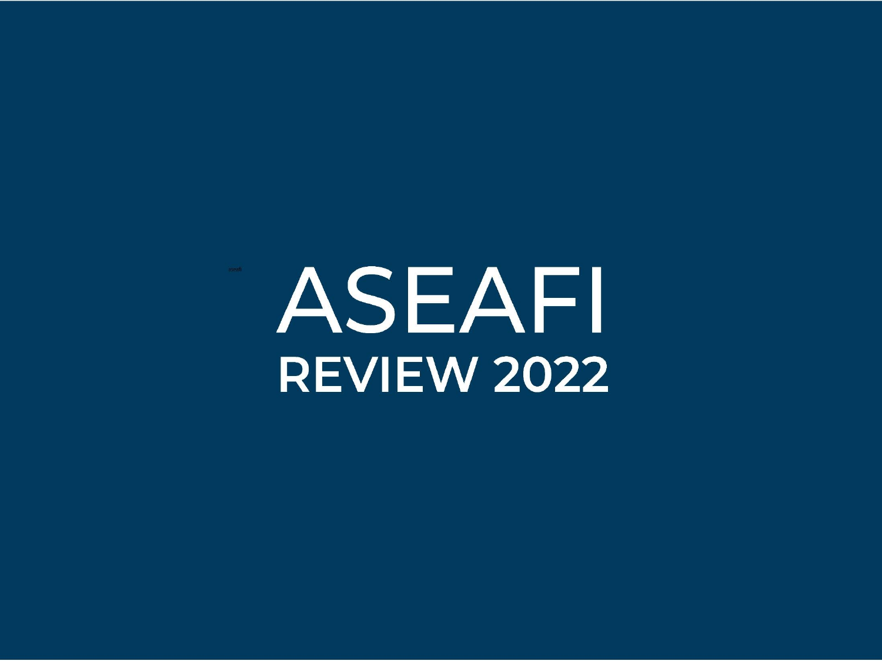aseafi

# ASEAFI

## REVIEW 2022